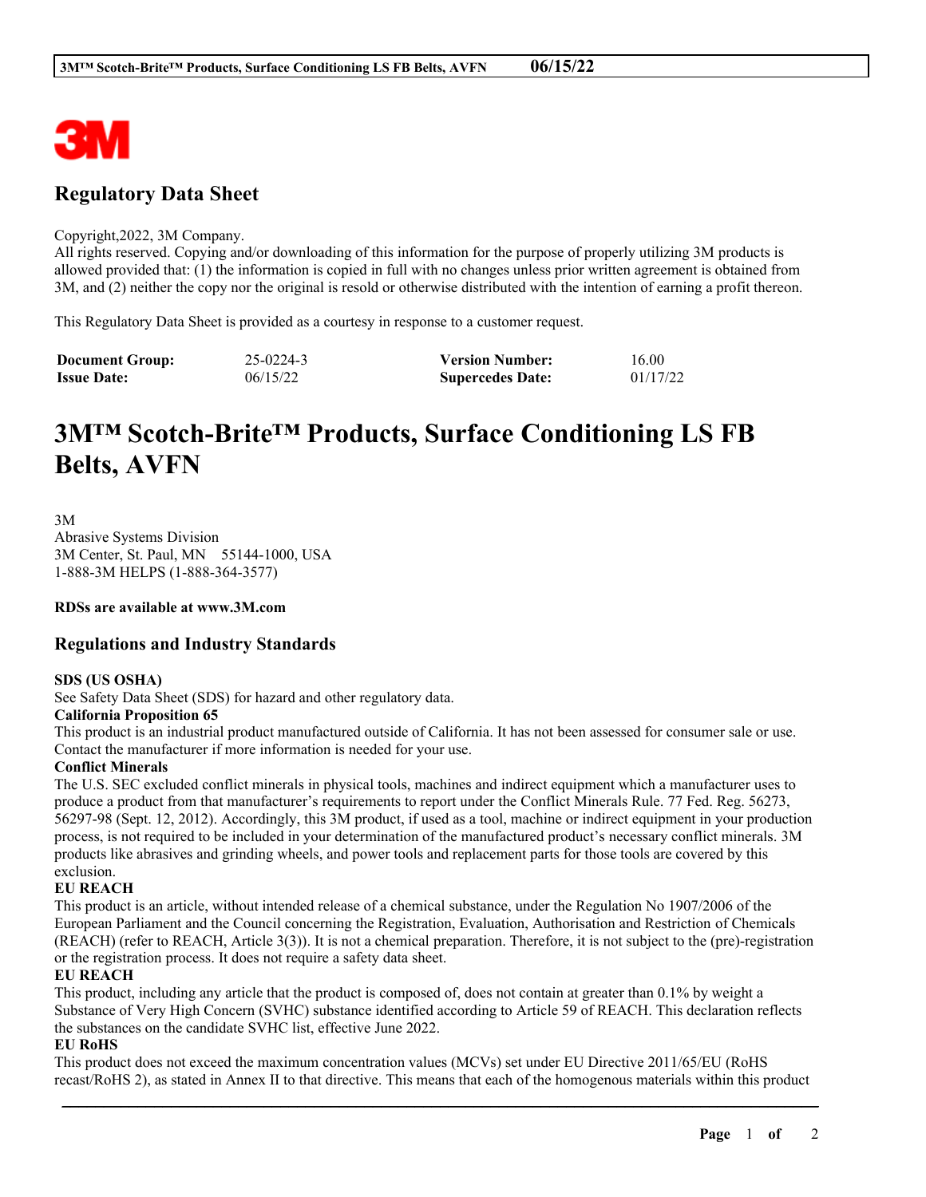## Regulatory Data Sheet

Copyright,2022, 3M Company.
All rights reserved. Copying and/or downloading of this information for the purpose of properly utilizing 3M products is allowed provided that: (1) the information is copied in full with no changes unless prior written agreement is obtained from 3M, and (2) neither the copy nor the original is resold or otherwise distributed with the intention of earning a profit thereon.

This Regulatory Data Sheet is provided as a courtesy in response to a customer request.

| **Document Group:** | 25-0224-3 | **Version Number:** | 16.00 |
|---|---|---|---|
| **Issue Date:** | 06/15/22 | **Supercedes Date:** | 01/17/22 |

# 3M™ Scotch-Brite™ Products, Surface Conditioning LS FB Belts, AVFN

3M
Abrasive Systems Division
3M Center, St. Paul, MN 55144-1000, USA
1-888-3M HELPS (1-888-364-3577)

**RDSs are available at www.3M.com**

## Regulations and Industry Standards

**SDS (US OSHA)**
See Safety Data Sheet (SDS) for hazard and other regulatory data.

**California Proposition 65**
This product is an industrial product manufactured outside of California. It has not been assessed for consumer sale or use. Contact the manufacturer if more information is needed for your use.

**Conflict Minerals**
The U.S. SEC excluded conflict minerals in physical tools, machines and indirect equipment which a manufacturer uses to produce a product from that manufacturer's requirements to report under the Conflict Minerals Rule. 77 Fed. Reg. 56273, 56297-98 (Sept. 12, 2012). Accordingly, this 3M product, if used as a tool, machine or indirect equipment in your production process, is not required to be included in your determination of the manufactured product's necessary conflict minerals. 3M products like abrasives and grinding wheels, and power tools and replacement parts for those tools are covered by this exclusion.

**EU REACH**
This product is an article, without intended release of a chemical substance, under the Regulation No 1907/2006 of the European Parliament and the Council concerning the Registration, Evaluation, Authorisation and Restriction of Chemicals (REACH) (refer to REACH, Article 3(3)). It is not a chemical preparation. Therefore, it is not subject to the (pre)-registration or the registration process. It does not require a safety data sheet.

**EU REACH**
This product, including any article that the product is composed of, does not contain at greater than 0.1% by weight a Substance of Very High Concern (SVHC) substance identified according to Article 59 of REACH. This declaration reflects the substances on the candidate SVHC list, effective June 2022.

**EU RoHS**
This product does not exceed the maximum concentration values (MCVs) set under EU Directive 2011/65/EU (RoHS recast/RoHS 2), as stated in Annex II to that directive. This means that each of the homogenous materials within this product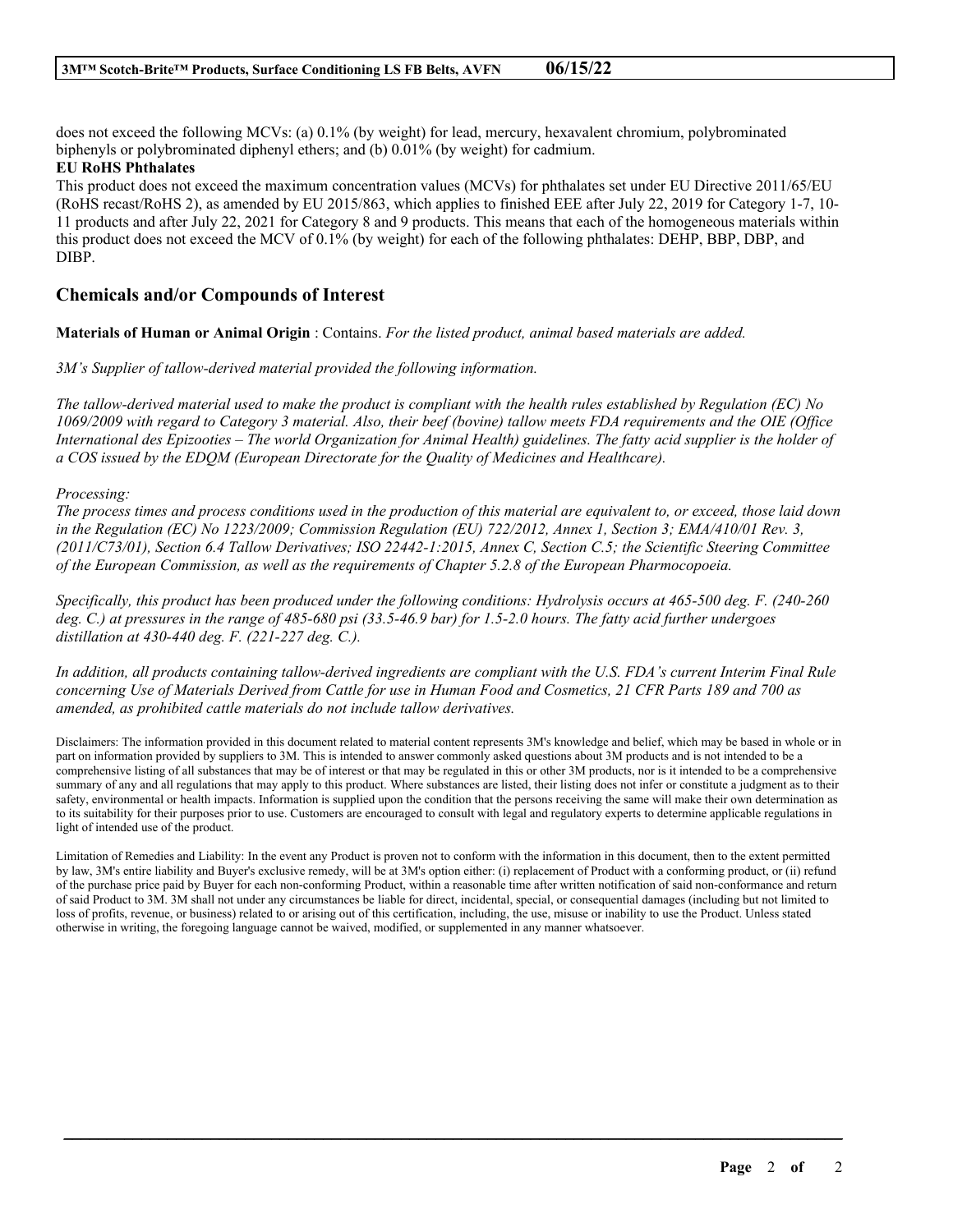does not exceed the following MCVs: (a) 0.1% (by weight) for lead, mercury, hexavalent chromium, polybrominated biphenyls or polybrominated diphenyl ethers; and (b) 0.01% (by weight) for cadmium.

**EU RoHS Phthalates**

This product does not exceed the maximum concentration values (MCVs) for phthalates set under EU Directive 2011/65/EU (RoHS recast/RoHS 2), as amended by EU 2015/863, which applies to finished EEE after July 22, 2019 for Category 1-7, 10-11 products and after July 22, 2021 for Category 8 and 9 products. This means that each of the homogeneous materials within this product does not exceed the MCV of 0.1% (by weight) for each of the following phthalates: DEHP, BBP, DBP, and DIBP.

## Chemicals and/or Compounds of Interest

**Materials of Human or Animal Origin** : Contains. *For the listed product, animal based materials are added.*

*3M's Supplier of tallow-derived material provided the following information.*

*The tallow-derived material used to make the product is compliant with the health rules established by Regulation (EC) No 1069/2009 with regard to Category 3 material. Also, their beef (bovine) tallow meets FDA requirements and the OIE (Office International des Epizooties – The world Organization for Animal Health) guidelines. The fatty acid supplier is the holder of a COS issued by the EDQM (European Directorate for the Quality of Medicines and Healthcare).*

*Processing:*

*The process times and process conditions used in the production of this material are equivalent to, or exceed, those laid down in the Regulation (EC) No 1223/2009; Commission Regulation (EU) 722/2012, Annex 1, Section 3; EMA/410/01 Rev. 3, (2011/C73/01), Section 6.4 Tallow Derivatives; ISO 22442-1:2015, Annex C, Section C.5; the Scientific Steering Committee of the European Commission, as well as the requirements of Chapter 5.2.8 of the European Pharmocopoeia.*

*Specifically, this product has been produced under the following conditions: Hydrolysis occurs at 465-500 deg. F. (240-260 deg. C.) at pressures in the range of 485-680 psi (33.5-46.9 bar) for 1.5-2.0 hours. The fatty acid further undergoes distillation at 430-440 deg. F. (221-227 deg. C.).*

*In addition, all products containing tallow-derived ingredients are compliant with the U.S. FDA's current Interim Final Rule concerning Use of Materials Derived from Cattle for use in Human Food and Cosmetics, 21 CFR Parts 189 and 700 as amended, as prohibited cattle materials do not include tallow derivatives.*

Disclaimers: The information provided in this document related to material content represents 3M's knowledge and belief, which may be based in whole or in part on information provided by suppliers to 3M. This is intended to answer commonly asked questions about 3M products and is not intended to be a comprehensive listing of all substances that may be of interest or that may be regulated in this or other 3M products, nor is it intended to be a comprehensive summary of any and all regulations that may apply to this product. Where substances are listed, their listing does not infer or constitute a judgment as to their safety, environmental or health impacts. Information is supplied upon the condition that the persons receiving the same will make their own determination as to its suitability for their purposes prior to use. Customers are encouraged to consult with legal and regulatory experts to determine applicable regulations in light of intended use of the product.

Limitation of Remedies and Liability: In the event any Product is proven not to conform with the information in this document, then to the extent permitted by law, 3M's entire liability and Buyer's exclusive remedy, will be at 3M's option either: (i) replacement of Product with a conforming product, or (ii) refund of the purchase price paid by Buyer for each non-conforming Product, within a reasonable time after written notification of said non-conformance and return of said Product to 3M. 3M shall not under any circumstances be liable for direct, incidental, special, or consequential damages (including but not limited to loss of profits, revenue, or business) related to or arising out of this certification, including, the use, misuse or inability to use the Product. Unless stated otherwise in writing, the foregoing language cannot be waived, modified, or supplemented in any manner whatsoever.